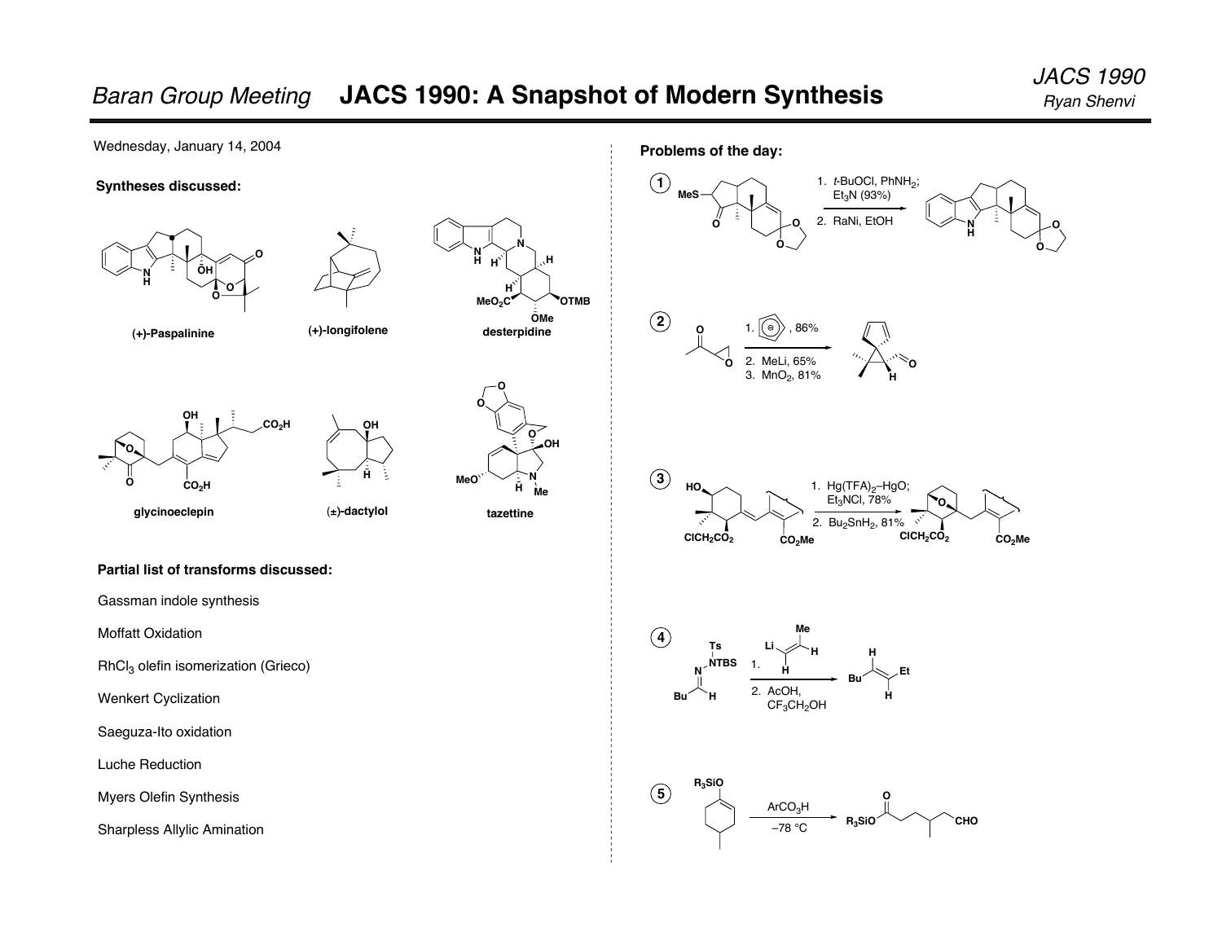# Baran Group Meeting — JACS 1990: A Snapshot of Modern Synthesis

*Ryan Shenvi*

Wednesday, January 14, 2004

**Syntheses discussed:**

(+)-Paspalinine

(+)-longifolene

desterpidine

glycinoeclepin

(±)-dactylol

tazettine

**Partial list of transforms discussed:**

Gassman indole synthesis

Moffatt Oxidation

$RhCl_3$ olefin isomerization (Grieco)

Wenkert Cyclization

Saeguza-Ito oxidation

Luche Reduction

Myers Olefin Synthesis

Sharpless Allylic Amination

**Problems of the day:**

1. 1. *t*-BuOCl, $PhNH_2$; $Et_3N$ (93%) 2. RaNi, EtOH

2. 1. (cyclopentadienide), 86% 2. MeLi, 65% 3. $MnO_2$, 81%

3. 1. $Hg(TFA)_2$–HgO; $Et_3NCl$, 78% 2. $Bu_2SnH_2$, 81%

4. 1. (vinyllithium) 2. AcOH, $CF_3CH_2OH$

5. $ArCO_3H$, –78 °C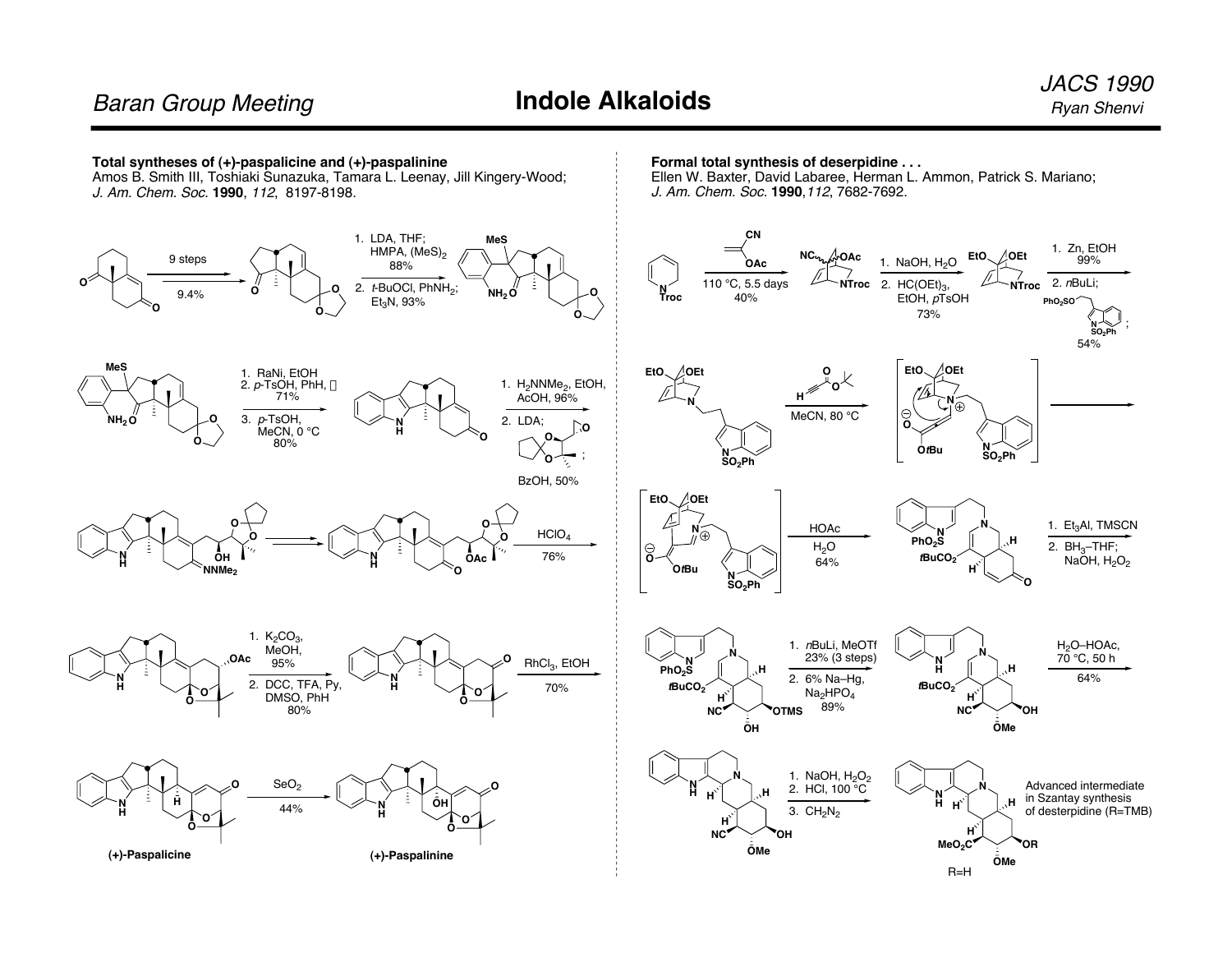## Total syntheses of (+)-paspalicine and (+)-paspalinine

Amos B. Smith III, Toshiaki Sunazuka, Tamara L. Leenay, Jill Kingery-Wood; *J. Am. Chem. Soc.* **1990**, *112*, 8197-8198.

9 steps

9.4%

1. LDA, THF; HMPA, $(MeS)_2$ 88%
2. *t*-BuOCl, $PhNH_2$; $Et_3N$, 93%

MeS

$NH_2$

1. RaNi, EtOH
2. *p*-TsOH, PhH, Δ 71%
3. *p*-TsOH, MeCN, 0 °C 80%

1. $H_2NNMe_2$, EtOH, AcOH, 96%
2. LDA; BzOH, 50%

$NNMe_2$

OH

OAc

$HClO_4$

76%

1. $K_2CO_3$, MeOH, 95%
2. DCC, TFA, Py, DMSO, PhH 80%

$RhCl_3$, EtOH

70%

$SeO_2$

44%

**(+)-Paspalicine**

**(+)-Paspalinine**

## Formal total synthesis of deserpidine . . .

Ellen W. Baxter, David Labaree, Herman L. Ammon, Patrick S. Mariano; *J. Am. Chem. Soc.* **1990**, *112*, 7682-7692.

Troc

CN, OAc

110 °C, 5.5 days

40%

NC, OAc, NTroc

1. NaOH, $H_2O$
2. $HC(OEt)_3$, EtOH, *p*TsOH

73%

EtO, OEt, NTroc

1. Zn, EtOH 99%
2. *n*BuLi; $PhO_2SO$ ; 54%

$SO_2Ph$

MeCN, 80 °C

O*t*Bu

HOAc

$H_2O$

64%

$PhO_2S$

*t*$BuCO_2$

1. $Et_3Al$, TMSCN
2. $BH_3$–THF; NaOH, $H_2O_2$

1. *n*BuLi, MeOTf 23% (3 steps)
2. 6% Na–Hg, $Na_2HPO_4$ 89%

NC, OH, OTMS

$H_2O$–HOAc, 70 °C, 50 h

64%

NC, OMe, OH

1. NaOH, $H_2O_2$
2. HCl, 100 °C
3. $CH_2N_2$

$MeO_2C$, OMe, OR

R=H

Advanced intermediate in Szantay synthesis of deserpidine (R=TMB)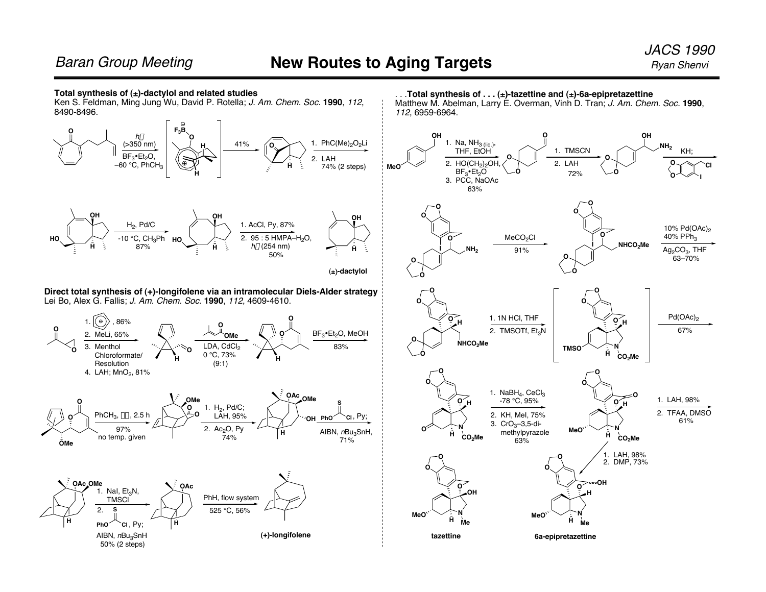## New Routes to Aging Targets

**Total synthesis of (±)-dactylol and related studies**
Ken S. Feldman, Ming Jung Wu, David P. Rotella; *J. Am. Chem. Soc.* **1990**, *112*, 8490-8496.

$h\nu$ (>350 nm), $BF_3$•$Et_2O$, –60 °C, $PhCH_3$

41%

1. $PhC(Me)_2O_2Li$
2. LAH
74% (2 steps)

$H_2$, Pd/C, -10 °C, $CH_3Ph$, 87%

1. AcCl, Py, 87%
2. 95 : 5 HMPA–$H_2O$, $h\nu$ (254 nm), 50%

**(±)-dactylol**

**Direct total synthesis of (+)-longifolene via an intramolecular Diels-Alder strategy**
Lei Bo, Alex G. Fallis; *J. Am. Chem. Soc.* **1990**, *112*, 4609-4610.

1. cyclopentadienide, 86%
2. MeLi, 65%
3. Menthol Chloroformate/ Resolution
4. LAH; $MnO_2$, 81%

LDA, $CdCl_2$, 0 °C, 73% (9:1)

$BF_3$•$Et_2O$, MeOH, 83%

$PhCH_3$, Δ, 2.5 h, 97%, no temp. given

1. $H_2$, Pd/C; LAH, 95%
2. $Ac_2O$, Py, 74%

PhOC(S)Cl, Py; AIBN, $nBu_3SnH$, 71%

1. NaI, $Et_3N$, TMSCl
2. PhOC(S)Cl, Py; AIBN, $nBu_3SnH$
50% (2 steps)

PhH, flow system, 525 °C, 56%

**(+)-longifolene**

**. . .Total synthesis of . . . (±)-tazettine and (±)-6a-epipretazettine**
Matthew M. Abelman, Larry E. Overman, Vinh D. Tran; *J. Am. Chem. Soc.* **1990**, *112*, 6959-6964.

1. Na, $NH_3$ (liq.), THF, EtOH
2. $HO(CH_2)_2OH$, $BF_3$•$Et_2O$
3. PCC, NaOAc
63%

1. TMSCN
2. LAH
72%

KH; (6-iodopiperonyl chloride)

$MeCO_2Cl$, 91%

10% $Pd(OAc)_2$, 40% $PPh_3$, $Ag_2CO_3$, THF, 63–70%

1. 1N HCl, THF
2. TMSOTf, $Et_3N$

$Pd(OAc)_2$, 67%

1. $NaBH_4$, $CeCl_3$, -78 °C, 95%
2. KH, MeI, 75%
3. $CrO_3$–3,5-dimethylpyrazole, 63%

1. LAH, 98%
2. TFAA, DMSO, 61%

1. LAH, 98%
2. DMP, 73%

**tazettine**

**6a-epipretazettine**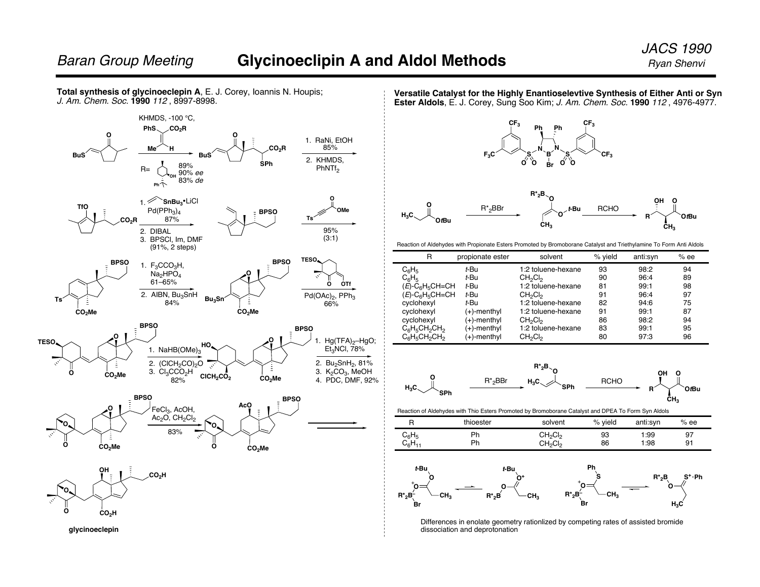# Glycinoeclipin A and Aldol Methods

**Total synthesis of glycinoeclepin A**, E. J. Corey, Ioannis N. Houpis; *J. Am. Chem. Soc.* **1990** *112*, 8997-8998.

KHMDS, -100 °C,

R= 89%, 90% *ee*, 83% *de*

1. RaNi, EtOH 85%
2. KHMDS, $PhNTf_2$

1. $SnBu_3$•LiCl, $Pd(PPh_3)_4$ 87%
2. DIBAL
3. BPSCl, Im, DMF (91%, 2 steps)

95% (3:1)

1. $F_3CCO_3H$, $Na_2HPO_4$ 61–65%
2. AIBN, $Bu_3SnH$ 84%

$Pd(OAc)_2$, $PPh_3$ 66%

1. $NaHB(OMe)_3$
2. $(ClCH_2CO)_2O$
3. $Cl_3CCO_2H$ 82%

1. $Hg(TFA)_2$–HgO; $Et_3NCl$, 78%
2. $Bu_2SnH_2$, 81%
3. $K_2CO_3$, MeOH
4. PDC, DMF, 92%

$FeCl_3$, AcOH, $Ac_2O$, $CH_2Cl_2$ 83%

glycinoeclepin

**Versatile Catalyst for the Highly Enantioselevtive Synthesis of Either Anti or Syn Ester Aldols**, E. J. Corey, Sung Soo Kim; *J. Am. Chem. Soc.* **1990** *112*, 4976-4977.

$R^*_2BBr$ — RCHO

Reaction of Aldehydes with Propionate Esters Promoted by Bromoborane Catalyst and Triethylamine To Form Anti Aldols

| R | propionate ester | solvent | % yield | anti:syn | % ee |
|---|---|---|---|---|---|
| $C_6H_5$ | *t*-Bu | 1:2 toluene-hexane | 93 | 98:2 | 94 |
| $C_6H_5$ | *t*-Bu | $CH_2Cl_2$ | 90 | 96:4 | 89 |
| (*E*)-$C_6H_5CH{=}CH$ | *t*-Bu | 1:2 toluene-hexane | 81 | 99:1 | 98 |
| (*E*)-$C_6H_5CH{=}CH$ | *t*-Bu | $CH_2Cl_2$ | 91 | 96:4 | 97 |
| cyclohexyl | *t*-Bu | 1:2 toluene-hexane | 82 | 94:6 | 75 |
| cyclohexyl | (+)-menthyl | 1:2 toluene-hexane | 91 | 99:1 | 87 |
| cyclohexyl | (+)-menthyl | $CH_2Cl_2$ | 86 | 98:2 | 94 |
| $C_6H_5CH_2CH_2$ | (+)-menthyl | 1:2 toluene-hexane | 83 | 99:1 | 95 |
| $C_6H_5CH_2CH_2$ | (+)-menthyl | $CH_2Cl_2$ | 80 | 97:3 | 96 |

$R^*_2BBr$ — RCHO

Reaction of Aldehydes with Thio Esters Promoted by Bromoborane Catalyst and DPEA To Form Syn Aldols

| R | thioester | solvent | % yield | anti:syn | % ee |
|---|---|---|---|---|---|
| $C_6H_5$ | Ph | $CH_2Cl_2$ | 93 | 1:99 | 97 |
| $C_6H_{11}$ | Ph | $CH_2Cl_2$ | 86 | 1:98 | 91 |

Differences in enolate geometry rationlized by competing rates of assisted bromide dissociation and deprotonation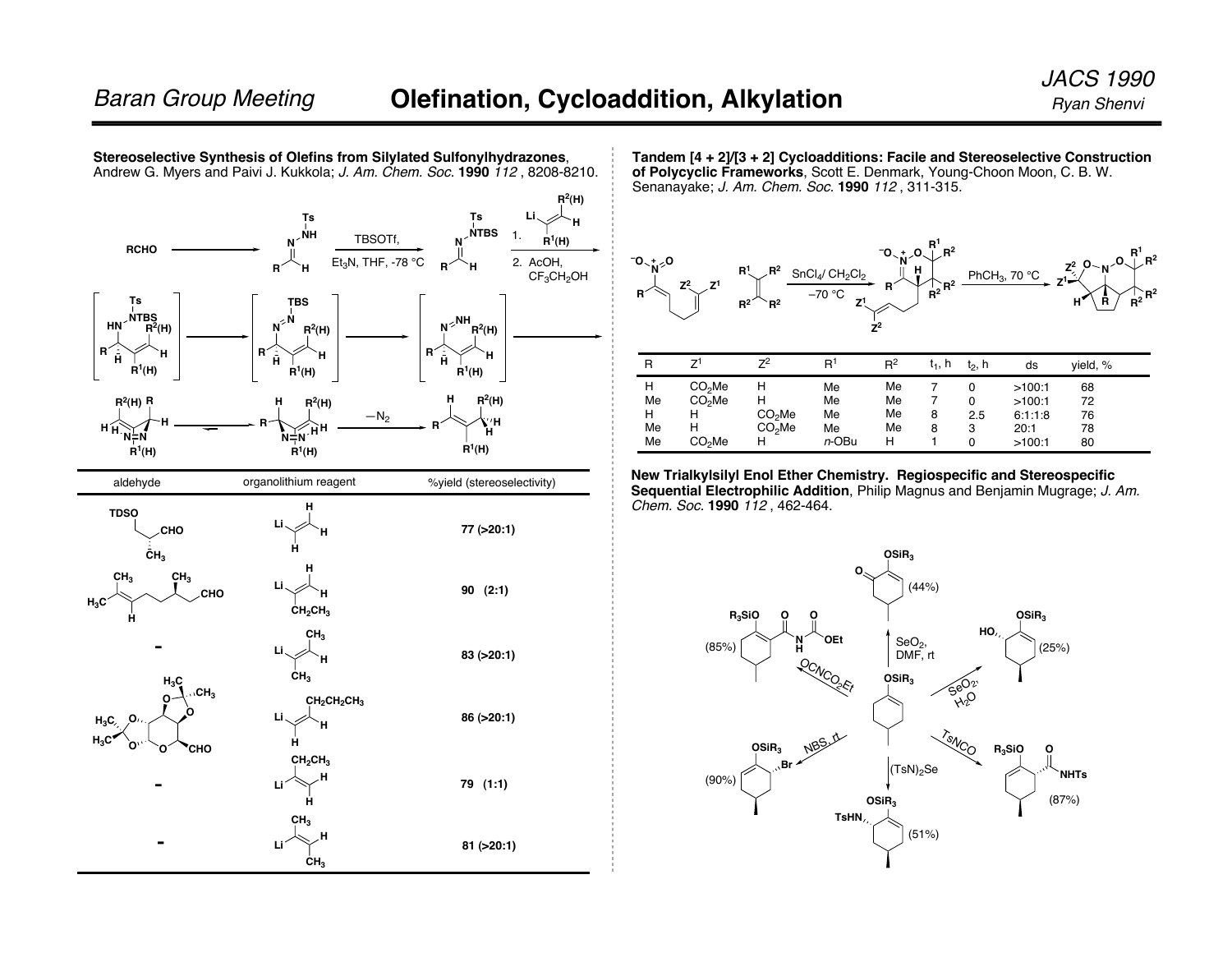# Olefination, Cycloaddition, Alkylation

**Stereoselective Synthesis of Olefins from Silylated Sulfonylhydrazones**, Andrew G. Myers and Paivi J. Kukkola; *J. Am. Chem. Soc.* **1990** *112*, 8208-8210.

RCHO → (TsNHN=CHR) → TBSOTf, $Et_3N$, THF, -78 °C → 1. organolithium; 2. AcOH, $CF_3CH_2OH$ → $-N_2$

| aldehyde | organolithium reagent | %yield (stereoselectivity) |
|---|---|---|
| | | 77 (>20:1) |
| | | 90 (2:1) |
| - | | 83 (>20:1) |
| | | 86 (>20:1) |
| - | | 79 (1:1) |
| - | | 81 (>20:1) |

**Tandem [4 + 2]/[3 + 2] Cycloadditions: Facile and Stereoselective Construction of Polycyclic Frameworks**, Scott E. Denmark, Young-Choon Moon, C. B. W. Senanayake; *J. Am. Chem. Soc.* **1990** *112*, 311-315.

$SnCl_4$/ $CH_2Cl_2$, –70 °C; $PhCH_3$, 70 °C

| R | $Z^1$ | $Z^2$ | $R^1$ | $R^2$ | $t_1$, h | $t_2$, h | ds | yield, % |
|---|---|---|---|---|---|---|---|---|
| H | $CO_2Me$ | H | Me | Me | 7 | 0 | >100:1 | 68 |
| Me | $CO_2Me$ | H | Me | Me | 7 | 0 | >100:1 | 72 |
| H | H | $CO_2Me$ | Me | Me | 8 | 2.5 | 6:1:1:8 | 76 |
| Me | H | $CO_2Me$ | Me | Me | 8 | 3 | 20:1 | 78 |
| Me | $CO_2Me$ | H | *n*-OBu | H | 1 | 0 | >100:1 | 80 |

**New Trialkylsilyl Enol Ether Chemistry. Regiospecific and Stereospecific Sequential Electrophilic Addition**, Philip Magnus and Benjamin Mugrage; *J. Am. Chem. Soc.* **1990** *112*, 462-464.

$SeO_2$, DMF, rt (44%)
$SeO_2$, $H_2O$ (25%)
$TsNCO$ (87%)
$(TsN)_2Se$ (51%)
NBS, rt (90%)
$OCNCO_2Et$ (85%)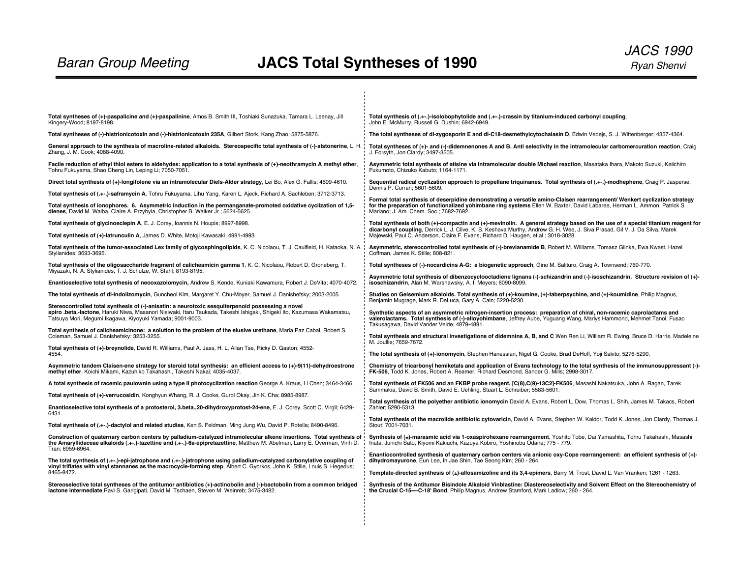# JACS Total Syntheses of 1990

**Total syntheses of (+)-paspalicine and (+)-paspalinine**, Amos B. Smith III, Toshiaki Sunazuka, Tamara L. Leenay, Jill Kingery-Wood; 8197-8198.

**Total syntheses of (-)-histrionicotoxin and (-)-histrionicotoxin 235A**, Gilbert Stork, Kang Zhao; 5875-5876.

**General approach to the synthesis of macroline-related alkaloids. Stereospecific total synthesis of (-)-alstonerine**, L. H. Zhang, J. M. Cook; 4088-4090.

**Facile reduction of ethyl thiol esters to aldehydes: application to a total synthesis of (+)-neothramycin A methyl ether**, Tohru Fukuyama, Shao Cheng Lin, Leping Li; 7050-7051.

**Direct total synthesis of (+)-longifolene via an intramolecular Diels-Alder strategy**, Lei Bo, Alex G. Fallis; 4609-4610.

**Total synthesis of (.+-.)-saframycin A**, Tohru Fukuyama, Lihu Yang, Karen L. Ajeck, Richard A. Sachleben; 3712-3713.

**Total synthesis of ionophores. 6. Asymmetric induction in the permanganate-promoted oxidative cyclization of 1,5-dienes**, David M. Walba, Claire A. Przybyla, Christopher B. Walker Jr.; 5624-5625.

**Total synthesis of glycinoeclepin A**, E. J. Corey, Ioannis N. Houpis; 8997-8998.

**Total synthesis of (+)-latrunculin A**, James D. White, Motoji Kawasaki; 4991-4993.

**Total synthesis of the tumor-associated Lex family of glycosphingolipids**, K. C. Nicolaou, T. J. Caulfield, H. Kataoka, N. A. Stylianides; 3693-3695.

**Total synthesis of the oligosaccharide fragment of calicheamicin gamma 1**, K. C. Nicolaou, Robert D. Groneberg, T. Miyazaki, N. A. Stylianides, T. J. Schulze, W. Stahl; 8193-8195.

**Enantioselective total synthesis of neooxazolomycin,** Andrew S. Kende, Kuniaki Kawamura, Robert J. DeVita; 4070-4072.

**The total synthesis of dl-indolizomycin**, Guncheol Kim, Margaret Y. Chu-Moyer, Samuel J. Danishefsky; 2003-2005.

**Stereocontrolled total synthesis of (-)-anisatin: a neurotoxic sesquiterpenoid possessing a novel spiro .beta.-lactone**, Haruki Niwa, Masanori Nisiwaki, Itaru Tsukada, Takeshi Ishigaki, Shigeki Ito, Kazumasa Wakamatsu, Tatsuya Mori, Megumi Ikagawa, Kiyoyuki Yamada; 9001-9003.

**Total synthesis of calicheamicinone: a solution to the problem of the elusive urethane**, Maria Paz Cabal, Robert S. Coleman, Samuel J. Danishefsky; 3253-3255.

**Total synthesis of (+)-breynolide**, David R. Williams, Paul A. Jass, H. L. Allan Tse, Ricky D. Gaston; 4552-4554.

**Asymmetric tandem Claisen-ene strategy for steroid total synthesis: an efficient access to (+)-9(11)-dehydroestrone methyl ether**, Koichi Mikami, Kazuhiko Takahashi, Takeshi Nakai; 4035-4037.

**A total synthesis of racemic paulownin using a type II photocyclization reaction** George A. Kraus, Li Chen; 3464-3466.

**Total synthesis of (+)-verrucosidin**, Konghyun Whang, R. J. Cooke, Gurol Okay, Jin K. Cha; 8985-8987.

**Enantioselective total synthesis of a protosterol, 3.beta.,20-dihydroxyprotost-24-ene**, E. J. Corey, Scott C. Virgil; 6429-6431.

**Total synthesis of (.+-.)-dactylol and related studies**, Ken S. Feldman, Ming Jung Wu, David P. Rotella; 8490-8496.

**Construction of quaternary carbon centers by palladium-catalyzed intramolecular alkene insertions. Total synthesis of the Amaryllidaceae alkaloids (.+-.)-tazettine and (.+-.)-6a-epipretazettine**, Matthew M. Abelman, Larry E. Overman, Vinh D. Tran; 6959-6964.

**The total synthesis of (.+-.)-epi-jatrophone and (.+-.)-jatrophone using palladium-catalyzed carbonylative coupling of vinyl triflates with vinyl stannanes as the macrocycle-forming step**, Albert C. Gyorkos, John K. Stille, Louis S. Hegedus; 8465-8472.

**Stereoselective total syntheses of the antitumor antibiotics (+)-actinobolin and (-)-bactobolin from a common bridged lactone intermediate**, Ravi S. Garigipati, David M. Tschaen, Steven M. Weinreb; 3475-3482.

**Total synthesis of (.+-.)-isolobophytolide and (.+-.)-crassin by titanium-induced carbonyl coupling**, John E. McMurry, Russell G. Dushin; 6942-6949.

**The total syntheses of dl-zygosporin E and dl-C18-desmethylcytochalasin D**, Edwin Vedejs, S. J. Wittenberger; 4357-4364.

**Total syntheses of (+)- and (-)-didemnenones A and B. Anti selectivity in the intramolecular carbomercuration reaction**, Craig J. Forsyth, Jon Clardy; 3497-3505.

**Asymmetric total synthesis of atisine via intramolecular double Michael reaction**, Masataka Ihara, Makoto Suzuki, Keiichiro Fukumoto, Chizuko Kabuto; 1164-1171.

**Sequential radical cyclization approach to propellane triquinanes. Total synthesis of (.+-.)-modhephene**, Craig P. Jasperse, Dennis P. Curran; 5601-5609.

**Formal total synthesis of deserpidine demonstrating a versatile amino-Claisen rearrangement/ Wenkert cyclization strategy for the preparation of functionalized yohimbane ring systems** Ellen W. Baxter, David Labaree, Herman L. Ammon, Patrick S. Mariano; J. Am. Chem. Soc.; 7682-7692.

**Total synthesis of both (+)-compactin and (+)-mevinolin. A general strategy based on the use of a special titanium reagent for dicarbonyl coupling**, Derrick L. J. Clive, K. S. Keshava Murthy, Andrew G. H. Wee, J. Siva Prasad, Gil V. J. Da Silva, Marek Majewski, Paul C. Anderson, Claire F. Evans, Richard D. Haugen, et al.; 3018-3028.

**Asymmetric, stereocontrolled total synthesis of (-)-brevianamide B**, Robert M. Williams, Tomasz Glinka, Ewa Kwast, Hazel Coffman, James K. Stille; 808-821.

**Total syntheses of (-)-nocardicins A-G: a biogenetic approach**, Gino M. Salituro, Craig A. Townsend; 760-770.

**Asymmetric total synthesis of dibenzocyclooctadiene lignans (-)-schizandrin and (-)-isoschizandrin. Structure revision of (+)-isoschizandrin**, Alan M. Warshawsky, A. I. Meyers; 8090-8099.

**Studies on Gelsemium alkaloids. Total synthesis of (+)-koumine, (+)-taberpsychine, and (+)-koumidine**, Philip Magnus, Benjamin Mugrage, Mark R. DeLuca, Gary A. Cain; 5220-5230.

**Synthetic aspects of an asymmetric nitrogen-insertion process: preparation of chiral, non-racemic caprolactams and valerolactams. Total synthesis of (-)-alloyohimbane**, Jeffrey Aube, Yuguang Wang, Marlys Hammond, Mehmet Tanol, Fusao Takusagawa, David Vander Velde; 4879-4891.

**Total synthesis and structural investigations of didemnins A, B, and C** Wen Ren Li, William R. Ewing, Bruce D. Harris, Madeleine M. Joullie; 7659-7672.

**The total synthesis of (+)-ionomycin**, Stephen Hanessian, Nigel G. Cooke, Brad DeHoff, Yoji Sakito; 5276-5290.

**Chemistry of tricarbonyl hemiketals and application of Evans technology to the total synthesis of the immunosuppressant (-)-FK-506**, Todd K. Jones, Robert A. Reamer, Richard Desmond, Sander G. Mills; 2998-3017.

**Total synthesis of FK506 and an FKBP probe reagent, [C(8),C(9)-13C2]-FK506**, Masashi Nakatsuka, John A. Ragan, Tarek Sammakia, David B. Smith, David E. Uehling, Stuart L. Schreiber; 5583-5601.

**Total synthesis of the polyether antibiotic ionomycin** David A. Evans, Robert L. Dow, Thomas L. Shih, James M. Takacs, Robert Zahler; 5290-5313.

**Total synthesis of the macrolide antibiotic cytovaricin**, David A. Evans, Stephen W. Kaldor, Todd K. Jones, Jon Clardy, Thomas J. Stout; 7001-7031.

**Synthesis of (±)-marasmic acid via 1-oxaspirohexane rearrangement**, Yoshito Tobe, Dai Yamashita, Tohru Takahashi, Masashi Inata, Junichi Sato, Kiyomi Kakiuchi, Kazuya Kobiro, Yoshinobu Odaira; 775 - 779.

**Enantiocontrolled synthesis of quaternary carbon centers via anionic oxy-Cope rearrangement: an efficient synthesis of (+)-dihydromayurone**, Eun Lee, In Jae Shin, Tae Seong Kim; 260 - 264.

**Template-directed synthesis of (±)-allosamizoline and its 3,4-epimers**, Barry M. Trost, David L. Van Vranken; 1261 - 1263.

**Synthesis of the Antitumor Bisindole Alkaloid Vinblastine: Diastereoselectivity and Solvent Effect on the Stereochemistry of the Crucial C-15---C-18' Bond**, Philip Magnus, Andrew Stamford, Mark Ladlow; 260 - 264.